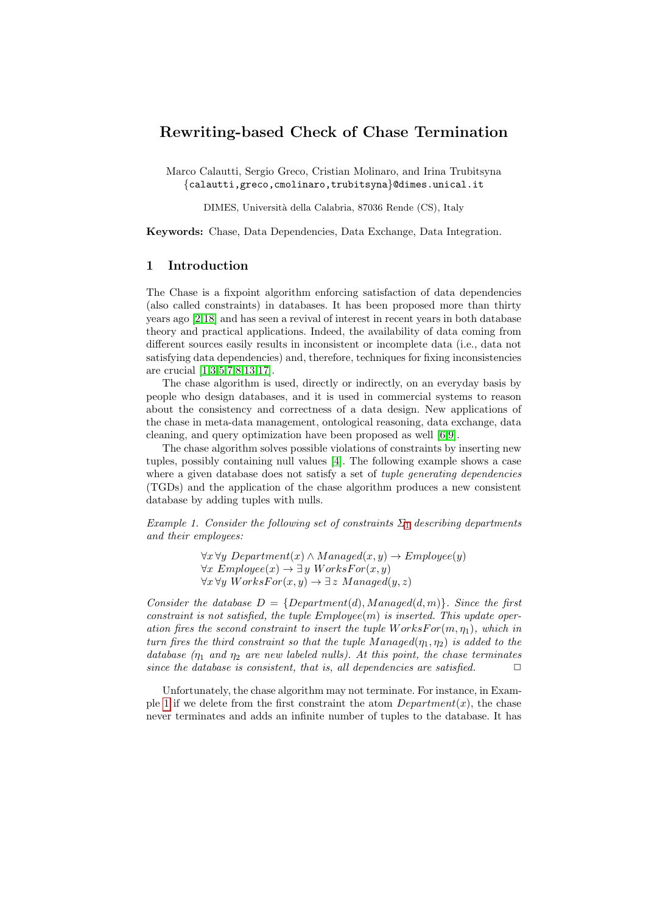# Rewriting-based Check of Chase Termination

Marco Calautti, Sergio Greco, Cristian Molinaro, and Irina Trubitsyna
{calautti,greco,cmolinaro,trubitsyna}@dimes.unical.it

DIMES, Università della Calabria, 87036 Rende (CS), Italy

**Keywords:** Chase, Data Dependencies, Data Exchange, Data Integration.

## 1 Introduction

The Chase is a fixpoint algorithm enforcing satisfaction of data dependencies (also called constraints) in databases. It has been proposed more than thirty years ago [2,18] and has seen a revival of interest in recent years in both database theory and practical applications. Indeed, the availability of data coming from different sources easily results in inconsistent or incomplete data (i.e., data not satisfying data dependencies) and, therefore, techniques for fixing inconsistencies are crucial [1,3,5,7,8,13,17].

The chase algorithm is used, directly or indirectly, on an everyday basis by people who design databases, and it is used in commercial systems to reason about the consistency and correctness of a data design. New applications of the chase in meta-data management, ontological reasoning, data exchange, data cleaning, and query optimization have been proposed as well [6,9].

The chase algorithm solves possible violations of constraints by inserting new tuples, possibly containing null values [4]. The following example shows a case where a given database does not satisfy a set of *tuple generating dependencies* (TGDs) and the application of the chase algorithm produces a new consistent database by adding tuples with nulls.

*Example 1. Consider the following set of constraints $\Sigma_1$ describing departments and their employees:*

$$\forall x\, \forall y\ Department(x) \land Managed(x,y) \rightarrow Employee(y)$$
$$\forall x\ Employee(x) \rightarrow \exists y\ WorksFor(x,y)$$
$$\forall x\, \forall y\ WorksFor(x,y) \rightarrow \exists z\ Managed(y,z)$$

*Consider the database $D = \{Department(d), Managed(d,m)\}$. Since the first constraint is not satisfied, the tuple $Employee(m)$ is inserted. This update operation fires the second constraint to insert the tuple $WorksFor(m,\eta_1)$, which in turn fires the third constraint so that the tuple $Managed(\eta_1,\eta_2)$ is added to the database ($\eta_1$ and $\eta_2$ are new labeled nulls). At this point, the chase terminates since the database is consistent, that is, all dependencies are satisfied.* □

Unfortunately, the chase algorithm may not terminate. For instance, in Example 1 if we delete from the first constraint the atom $Department(x)$, the chase never terminates and adds an infinite number of tuples to the database. It has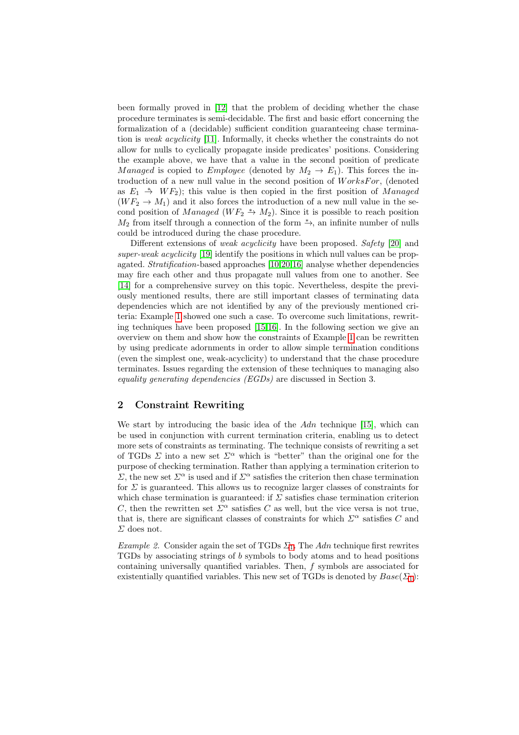been formally proved in [12] that the problem of deciding whether the chase procedure terminates is semi-decidable. The first and basic effort concerning the formalization of a (decidable) sufficient condition guaranteeing chase termination is *weak acyclicity* [11]. Informally, it checks whether the constraints do not allow for nulls to cyclically propagate inside predicates' positions. Considering the example above, we have that a value in the second position of predicate *Managed* is copied to *Employee* (denoted by $M_2 \rightarrow E_1$). This forces the introduction of a new null value in the second position of *WorksFor*, (denoted as $E_1 \overset{*}{\rightarrow} WF_2$); this value is then copied in the first position of *Managed* ($WF_2 \rightarrow M_1$) and it also forces the introduction of a new null value in the second position of *Managed* ($WF_2 \overset{*}{\rightarrow} M_2$). Since it is possible to reach position $M_2$ from itself through a connection of the form $\overset{*}{\rightarrow}$, an infinite number of nulls could be introduced during the chase procedure.

Different extensions of *weak acyclicity* have been proposed. *Safety* [20] and *super-weak acyclicity* [19] identify the positions in which null values can be propagated. *Stratification*-based approaches [10,20,16] analyse whether dependencies may fire each other and thus propagate null values from one to another. See [14] for a comprehensive survey on this topic. Nevertheless, despite the previously mentioned results, there are still important classes of terminating data dependencies which are not identified by any of the previously mentioned criteria: Example 1 showed one such a case. To overcome such limitations, rewriting techniques have been proposed [15,16]. In the following section we give an overview on them and show how the constraints of Example 1 can be rewritten by using predicate adornments in order to allow simple termination conditions (even the simplest one, weak-acyclicity) to understand that the chase procedure terminates. Issues regarding the extension of these techniques to managing also *equality generating dependencies (EGDs)* are discussed in Section 3.

## 2 Constraint Rewriting

We start by introducing the basic idea of the *Adn* technique [15], which can be used in conjunction with current termination criteria, enabling us to detect more sets of constraints as terminating. The technique consists of rewriting a set of TGDs $\Sigma$ into a new set $\Sigma^\alpha$ which is "better" than the original one for the purpose of checking termination. Rather than applying a termination criterion to $\Sigma$, the new set $\Sigma^\alpha$ is used and if $\Sigma^\alpha$ satisfies the criterion then chase termination for $\Sigma$ is guaranteed. This allows us to recognize larger classes of constraints for which chase termination is guaranteed: if $\Sigma$ satisfies chase termination criterion $C$, then the rewritten set $\Sigma^\alpha$ satisfies $C$ as well, but the vice versa is not true, that is, there are significant classes of constraints for which $\Sigma^\alpha$ satisfies $C$ and $\Sigma$ does not.

*Example 2.* Consider again the set of TGDs $\Sigma_1$. The *Adn* technique first rewrites TGDs by associating strings of $b$ symbols to body atoms and to head positions containing universally quantified variables. Then, $f$ symbols are associated for existentially quantified variables. This new set of TGDs is denoted by $Base(\Sigma_1)$: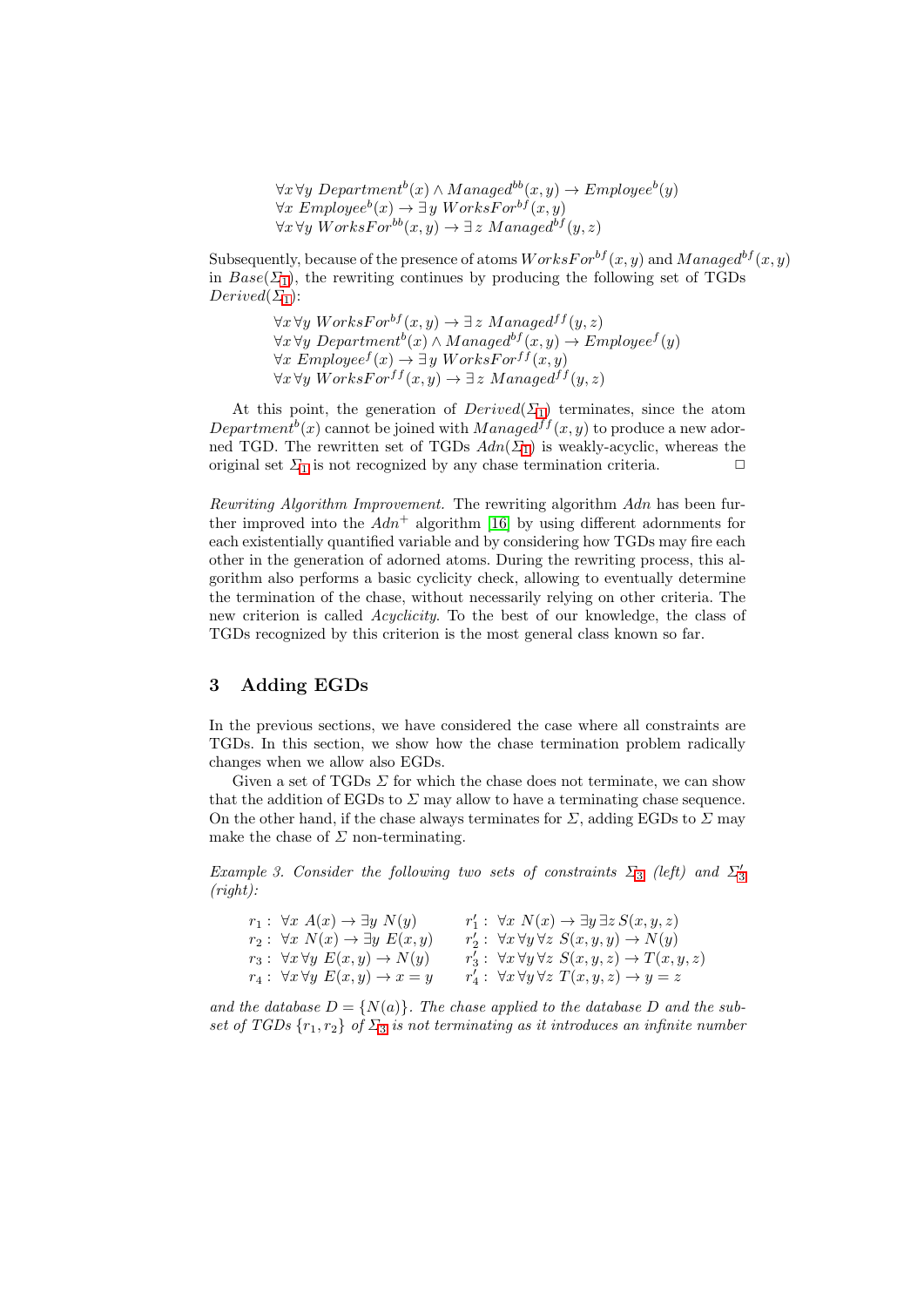$$\forall x \forall y \; Department^{b}(x) \wedge Managed^{bb}(x,y) \rightarrow Employee^{b}(y)$$
$$\forall x \; Employee^{b}(x) \rightarrow \exists y \; WorksFor^{bf}(x,y)$$
$$\forall x \forall y \; WorksFor^{bb}(x,y) \rightarrow \exists z \; Managed^{bf}(y,z)$$

Subsequently, because of the presence of atoms $WorksFor^{bf}(x,y)$ and $Managed^{bf}(x,y)$ in $Base(\Sigma_1)$, the rewriting continues by producing the following set of TGDs $Derived(\Sigma_1)$:

$$\forall x \forall y \; WorksFor^{bf}(x,y) \rightarrow \exists z \; Managed^{ff}(y,z)$$
$$\forall x \forall y \; Department^{b}(x) \wedge Managed^{bf}(x,y) \rightarrow Employee^{f}(y)$$
$$\forall x \; Employee^{f}(x) \rightarrow \exists y \; WorksFor^{ff}(x,y)$$
$$\forall x \forall y \; WorksFor^{ff}(x,y) \rightarrow \exists z \; Managed^{ff}(y,z)$$

At this point, the generation of $Derived(\Sigma_1)$ terminates, since the atom $Department^{b}(x)$ cannot be joined with $Managed^{ff}(x,y)$ to produce a new adorned TGD. The rewritten set of TGDs $Adn(\Sigma_1)$ is weakly-acyclic, whereas the original set $\Sigma_1$ is not recognized by any chase termination criteria. □

*Rewriting Algorithm Improvement.* The rewriting algorithm *Adn* has been further improved into the $Adn^{+}$ algorithm [16] by using different adornments for each existentially quantified variable and by considering how TGDs may fire each other in the generation of adorned atoms. During the rewriting process, this algorithm also performs a basic cyclicity check, allowing to eventually determine the termination of the chase, without necessarily relying on other criteria. The new criterion is called *Acyclicity*. To the best of our knowledge, the class of TGDs recognized by this criterion is the most general class known so far.

## 3 Adding EGDs

In the previous sections, we have considered the case where all constraints are TGDs. In this section, we show how the chase termination problem radically changes when we allow also EGDs.

Given a set of TGDs $\Sigma$ for which the chase does not terminate, we can show that the addition of EGDs to $\Sigma$ may allow to have a terminating chase sequence. On the other hand, if the chase always terminates for $\Sigma$, adding EGDs to $\Sigma$ may make the chase of $\Sigma$ non-terminating.

*Example 3. Consider the following two sets of constraints $\Sigma_3$ (left) and $\Sigma'_3$ (right):*

| | |
|---|---|
| $r_1: \; \forall x \; A(x) \rightarrow \exists y \; N(y)$ | $r'_1: \; \forall x \; N(x) \rightarrow \exists y \exists z \; S(x,y,z)$ |
| $r_2: \; \forall x \; N(x) \rightarrow \exists y \; E(x,y)$ | $r'_2: \; \forall x \forall y \forall z \; S(x,y,y) \rightarrow N(y)$ |
| $r_3: \; \forall x \forall y \; E(x,y) \rightarrow N(y)$ | $r'_3: \; \forall x \forall y \forall z \; S(x,y,z) \rightarrow T(x,y,z)$ |
| $r_4: \; \forall x \forall y \; E(x,y) \rightarrow x = y$ | $r'_4: \; \forall x \forall y \forall z \; T(x,y,z) \rightarrow y = z$ |

*and the database $D = \{N(a)\}$. The chase applied to the database $D$ and the subset of TGDs $\{r_1, r_2\}$ of $\Sigma_3$ is not terminating as it introduces an infinite number*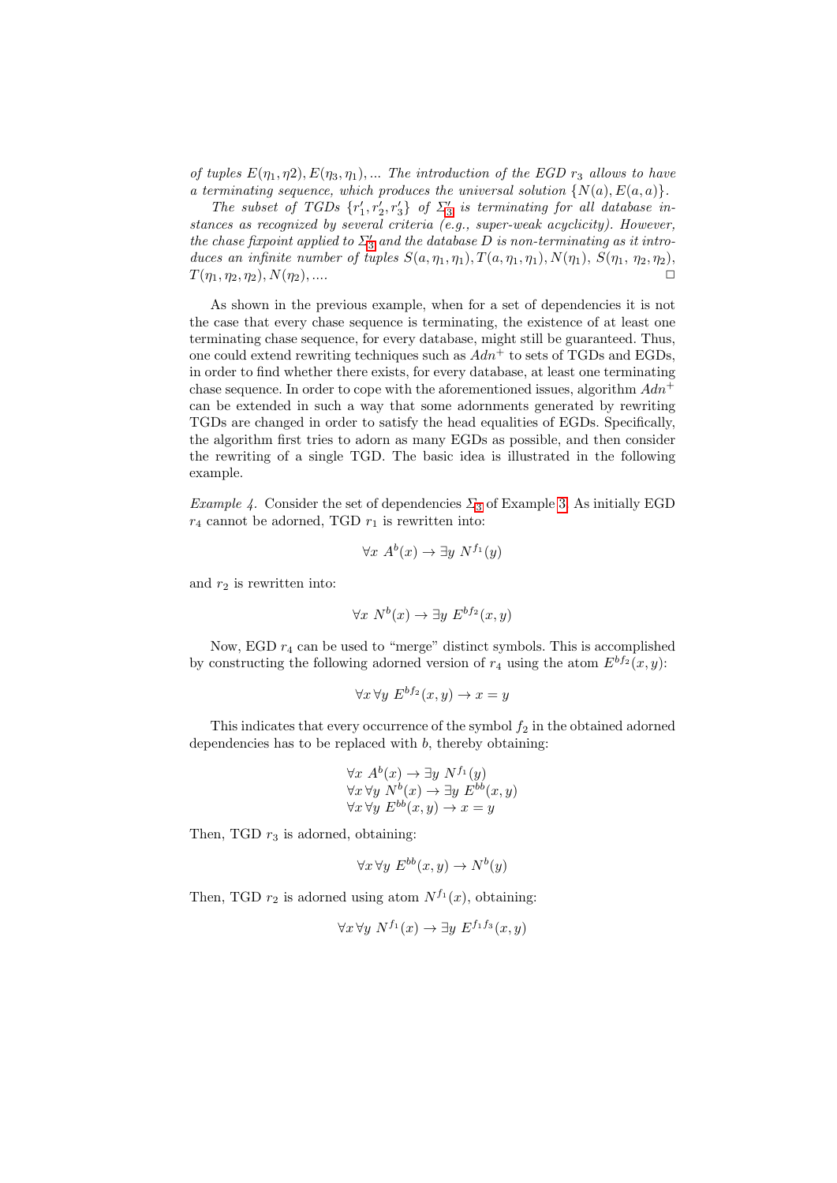*of tuples $E(\eta_1, \eta 2), E(\eta_3, \eta_1), \ldots$ The introduction of the EGD $r_3$ allows to have a terminating sequence, which produces the universal solution $\{N(a), E(a,a)\}$.*

*The subset of TGDs $\{r'_1, r'_2, r'_3\}$ of $\Sigma'_3$ is terminating for all database instances as recognized by several criteria (e.g., super-weak acyclicity). However, the chase fixpoint applied to $\Sigma'_3$ and the database $D$ is non-terminating as it introduces an infinite number of tuples $S(a, \eta_1, \eta_1), T(a, \eta_1, \eta_1), N(\eta_1),\ S(\eta_1,\ \eta_2, \eta_2)$, $T(\eta_1, \eta_2, \eta_2), N(\eta_2), \ldots$* □

As shown in the previous example, when for a set of dependencies it is not the case that every chase sequence is terminating, the existence of at least one terminating chase sequence, for every database, might still be guaranteed. Thus, one could extend rewriting techniques such as $Adn^+$ to sets of TGDs and EGDs, in order to find whether there exists, for every database, at least one terminating chase sequence. In order to cope with the aforementioned issues, algorithm $Adn^+$ can be extended in such a way that some adornments generated by rewriting TGDs are changed in order to satisfy the head equalities of EGDs. Specifically, the algorithm first tries to adorn as many EGDs as possible, and then consider the rewriting of a single TGD. The basic idea is illustrated in the following example.

*Example 4.* Consider the set of dependencies $\Sigma_3$ of Example 3. As initially EGD $r_4$ cannot be adorned, TGD $r_1$ is rewritten into:

$$\forall x\ A^b(x) \rightarrow \exists y\ N^{f_1}(y)$$

and $r_2$ is rewritten into:

$$\forall x\ N^b(x) \rightarrow \exists y\ E^{bf_2}(x, y)$$

Now, EGD $r_4$ can be used to "merge" distinct symbols. This is accomplished by constructing the following adorned version of $r_4$ using the atom $E^{bf_2}(x, y)$:

$$\forall x\, \forall y\ E^{bf_2}(x, y) \rightarrow x = y$$

This indicates that every occurrence of the symbol $f_2$ in the obtained adorned dependencies has to be replaced with $b$, thereby obtaining:

$$\begin{array}{l} \forall x\ A^b(x) \rightarrow \exists y\ N^{f_1}(y) \\ \forall x\, \forall y\ N^b(x) \rightarrow \exists y\ E^{bb}(x, y) \\ \forall x\, \forall y\ E^{bb}(x, y) \rightarrow x = y \end{array}$$

Then, TGD $r_3$ is adorned, obtaining:

$$\forall x\, \forall y\ E^{bb}(x, y) \rightarrow N^b(y)$$

Then, TGD $r_2$ is adorned using atom $N^{f_1}(x)$, obtaining:

$$\forall x\, \forall y\ N^{f_1}(x) \rightarrow \exists y\ E^{f_1 f_3}(x, y)$$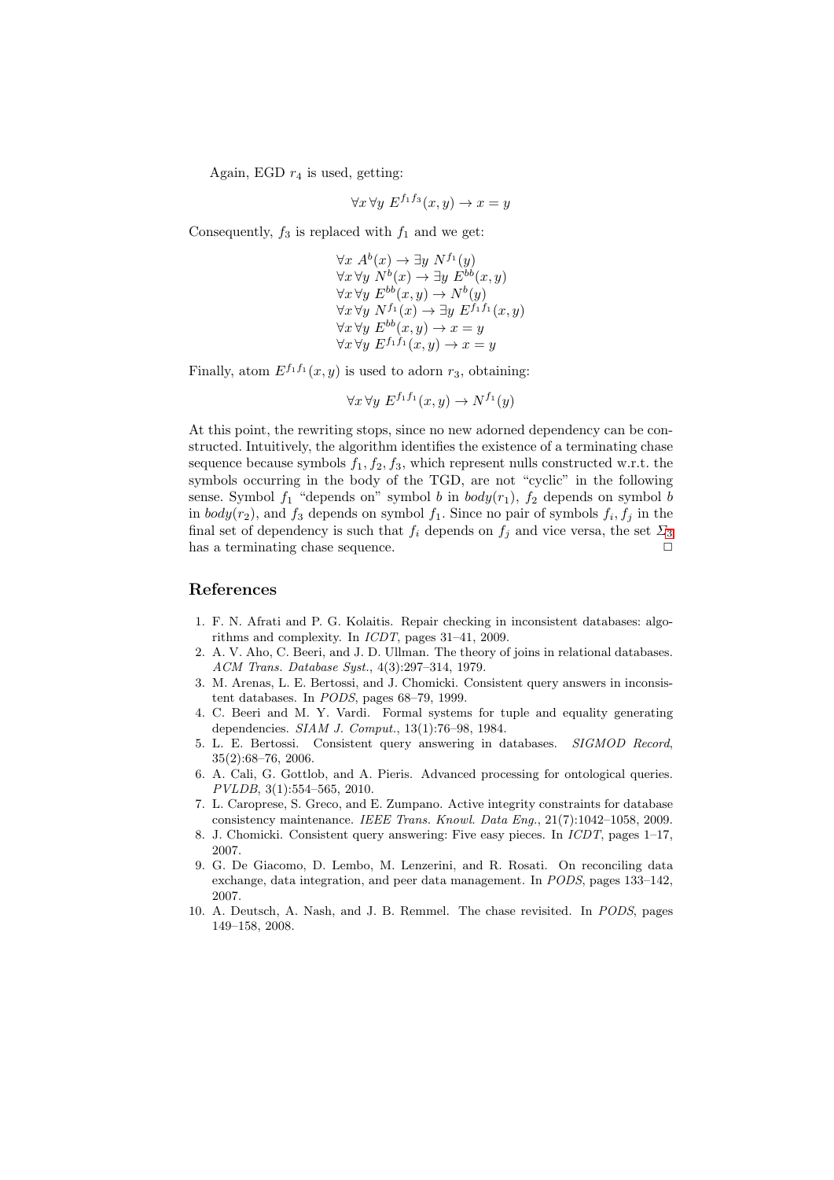Again, EGD $r_4$ is used, getting:

$$\forall x\, \forall y\ E^{f_1 f_3}(x, y) \rightarrow x = y$$

Consequently, $f_3$ is replaced with $f_1$ and we get:

$$\begin{array}{l}
\forall x\ A^b(x) \rightarrow \exists y\ N^{f_1}(y) \\
\forall x\, \forall y\ N^b(x) \rightarrow \exists y\ E^{bb}(x, y) \\
\forall x\, \forall y\ E^{bb}(x, y) \rightarrow N^b(y) \\
\forall x\, \forall y\ N^{f_1}(x) \rightarrow \exists y\ E^{f_1 f_1}(x, y) \\
\forall x\, \forall y\ E^{bb}(x, y) \rightarrow x = y \\
\forall x\, \forall y\ E^{f_1 f_1}(x, y) \rightarrow x = y
\end{array}$$

Finally, atom $E^{f_1 f_1}(x, y)$ is used to adorn $r_3$, obtaining:

$$\forall x\, \forall y\ E^{f_1 f_1}(x, y) \rightarrow N^{f_1}(y)$$

At this point, the rewriting stops, since no new adorned dependency can be constructed. Intuitively, the algorithm identifies the existence of a terminating chase sequence because symbols $f_1, f_2, f_3$, which represent nulls constructed w.r.t. the symbols occurring in the body of the TGD, are not "cyclic" in the following sense. Symbol $f_1$ "depends on" symbol $b$ in $body(r_1)$, $f_2$ depends on symbol $b$ in $body(r_2)$, and $f_3$ depends on symbol $f_1$. Since no pair of symbols $f_i, f_j$ in the final set of dependency is such that $f_i$ depends on $f_j$ and vice versa, the set $\Sigma_3$ has a terminating chase sequence. □

## References

1. F. N. Afrati and P. G. Kolaitis. Repair checking in inconsistent databases: algorithms and complexity. In *ICDT*, pages 31–41, 2009.
2. A. V. Aho, C. Beeri, and J. D. Ullman. The theory of joins in relational databases. *ACM Trans. Database Syst.*, 4(3):297–314, 1979.
3. M. Arenas, L. E. Bertossi, and J. Chomicki. Consistent query answers in inconsistent databases. In *PODS*, pages 68–79, 1999.
4. C. Beeri and M. Y. Vardi. Formal systems for tuple and equality generating dependencies. *SIAM J. Comput.*, 13(1):76–98, 1984.
5. L. E. Bertossi. Consistent query answering in databases. *SIGMOD Record*, 35(2):68–76, 2006.
6. A. Cali, G. Gottlob, and A. Pieris. Advanced processing for ontological queries. *PVLDB*, 3(1):554–565, 2010.
7. L. Caroprese, S. Greco, and E. Zumpano. Active integrity constraints for database consistency maintenance. *IEEE Trans. Knowl. Data Eng.*, 21(7):1042–1058, 2009.
8. J. Chomicki. Consistent query answering: Five easy pieces. In *ICDT*, pages 1–17, 2007.
9. G. De Giacomo, D. Lembo, M. Lenzerini, and R. Rosati. On reconciling data exchange, data integration, and peer data management. In *PODS*, pages 133–142, 2007.
10. A. Deutsch, A. Nash, and J. B. Remmel. The chase revisited. In *PODS*, pages 149–158, 2008.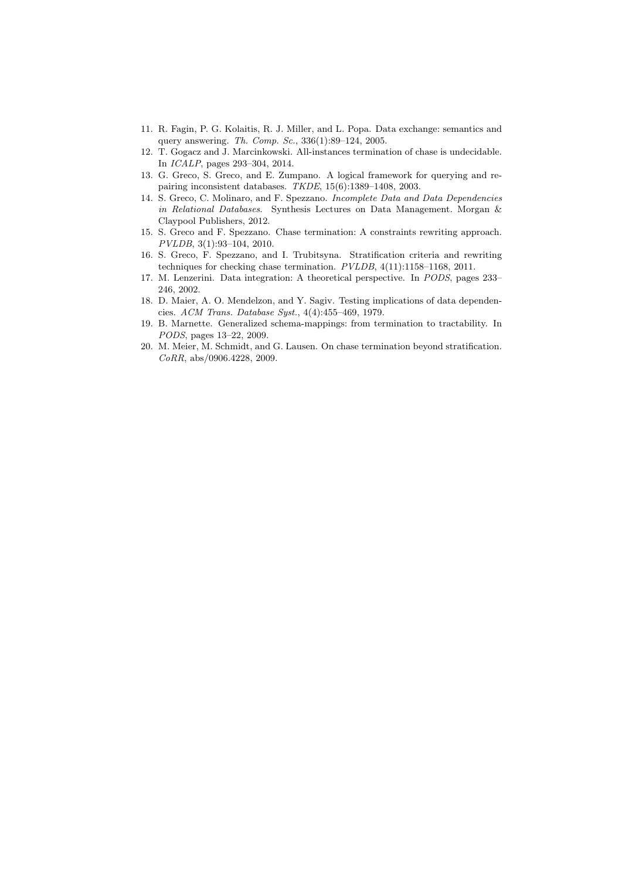11. R. Fagin, P. G. Kolaitis, R. J. Miller, and L. Popa. Data exchange: semantics and query answering. *Th. Comp. Sc.*, 336(1):89–124, 2005.
12. T. Gogacz and J. Marcinkowski. All-instances termination of chase is undecidable. In *ICALP*, pages 293–304, 2014.
13. G. Greco, S. Greco, and E. Zumpano. A logical framework for querying and repairing inconsistent databases. *TKDE*, 15(6):1389–1408, 2003.
14. S. Greco, C. Molinaro, and F. Spezzano. *Incomplete Data and Data Dependencies in Relational Databases*. Synthesis Lectures on Data Management. Morgan & Claypool Publishers, 2012.
15. S. Greco and F. Spezzano. Chase termination: A constraints rewriting approach. *PVLDB*, 3(1):93–104, 2010.
16. S. Greco, F. Spezzano, and I. Trubitsyna. Stratification criteria and rewriting techniques for checking chase termination. *PVLDB*, 4(11):1158–1168, 2011.
17. M. Lenzerini. Data integration: A theoretical perspective. In *PODS*, pages 233–246, 2002.
18. D. Maier, A. O. Mendelzon, and Y. Sagiv. Testing implications of data dependencies. *ACM Trans. Database Syst.*, 4(4):455–469, 1979.
19. B. Marnette. Generalized schema-mappings: from termination to tractability. In *PODS*, pages 13–22, 2009.
20. M. Meier, M. Schmidt, and G. Lausen. On chase termination beyond stratification. *CoRR*, abs/0906.4228, 2009.